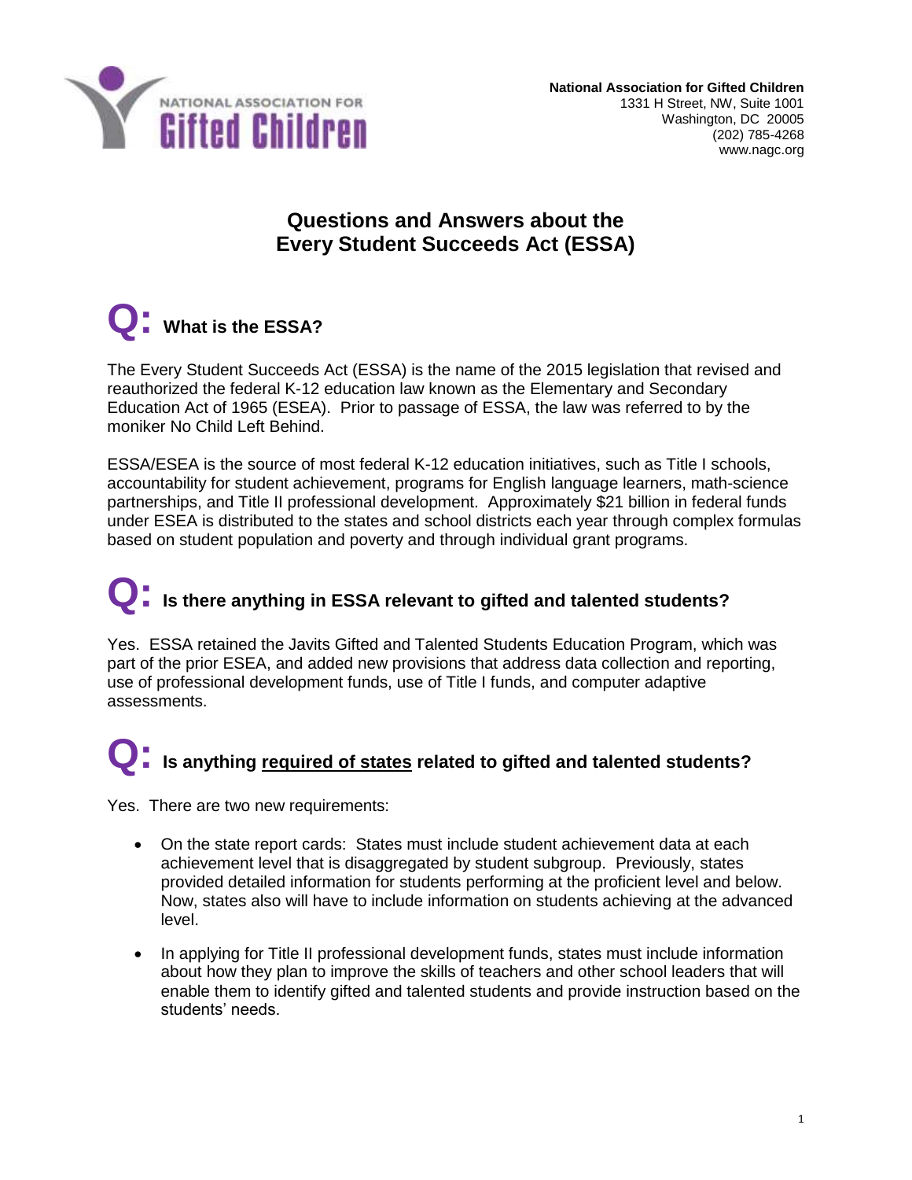NATIONAL ASSOCIATION FOR **Gifted Children**

**National Association for Gifted Children**
1331 H Street, NW, Suite 1001
Washington, DC 20005
(202) 785-4268
www.nagc.org

# Questions and Answers about the Every Student Succeeds Act (ESSA)

## Q: What is the ESSA?

The Every Student Succeeds Act (ESSA) is the name of the 2015 legislation that revised and reauthorized the federal K-12 education law known as the Elementary and Secondary Education Act of 1965 (ESEA). Prior to passage of ESSA, the law was referred to by the moniker No Child Left Behind.

ESSA/ESEA is the source of most federal K-12 education initiatives, such as Title I schools, accountability for student achievement, programs for English language learners, math-science partnerships, and Title II professional development. Approximately $21 billion in federal funds under ESEA is distributed to the states and school districts each year through complex formulas based on student population and poverty and through individual grant programs.

## Q: Is there anything in ESSA relevant to gifted and talented students?

Yes. ESSA retained the Javits Gifted and Talented Students Education Program, which was part of the prior ESEA, and added new provisions that address data collection and reporting, use of professional development funds, use of Title I funds, and computer adaptive assessments.

## Q: Is anything <u>required of states</u> related to gifted and talented students?

Yes. There are two new requirements:

- On the state report cards: States must include student achievement data at each achievement level that is disaggregated by student subgroup. Previously, states provided detailed information for students performing at the proficient level and below. Now, states also will have to include information on students achieving at the advanced level.
- In applying for Title II professional development funds, states must include information about how they plan to improve the skills of teachers and other school leaders that will enable them to identify gifted and talented students and provide instruction based on the students' needs.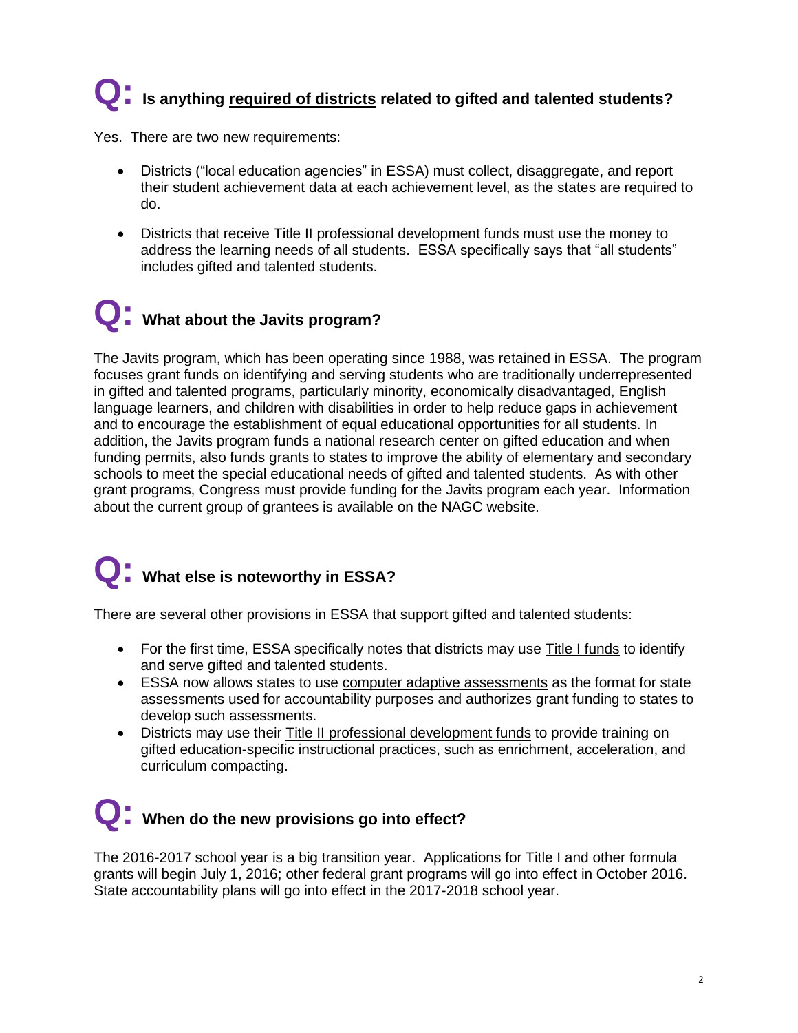## Q: Is anything required of districts related to gifted and talented students?

Yes. There are two new requirements:

- Districts ("local education agencies" in ESSA) must collect, disaggregate, and report their student achievement data at each achievement level, as the states are required to do.
- Districts that receive Title II professional development funds must use the money to address the learning needs of all students. ESSA specifically says that "all students" includes gifted and talented students.

## Q: What about the Javits program?

The Javits program, which has been operating since 1988, was retained in ESSA. The program focuses grant funds on identifying and serving students who are traditionally underrepresented in gifted and talented programs, particularly minority, economically disadvantaged, English language learners, and children with disabilities in order to help reduce gaps in achievement and to encourage the establishment of equal educational opportunities for all students. In addition, the Javits program funds a national research center on gifted education and when funding permits, also funds grants to states to improve the ability of elementary and secondary schools to meet the special educational needs of gifted and talented students. As with other grant programs, Congress must provide funding for the Javits program each year. Information about the current group of grantees is available on the NAGC website.

## Q: What else is noteworthy in ESSA?

There are several other provisions in ESSA that support gifted and talented students:

- For the first time, ESSA specifically notes that districts may use Title I funds to identify and serve gifted and talented students.
- ESSA now allows states to use computer adaptive assessments as the format for state assessments used for accountability purposes and authorizes grant funding to states to develop such assessments.
- Districts may use their Title II professional development funds to provide training on gifted education-specific instructional practices, such as enrichment, acceleration, and curriculum compacting.

## Q: When do the new provisions go into effect?

The 2016-2017 school year is a big transition year. Applications for Title I and other formula grants will begin July 1, 2016; other federal grant programs will go into effect in October 2016. State accountability plans will go into effect in the 2017-2018 school year.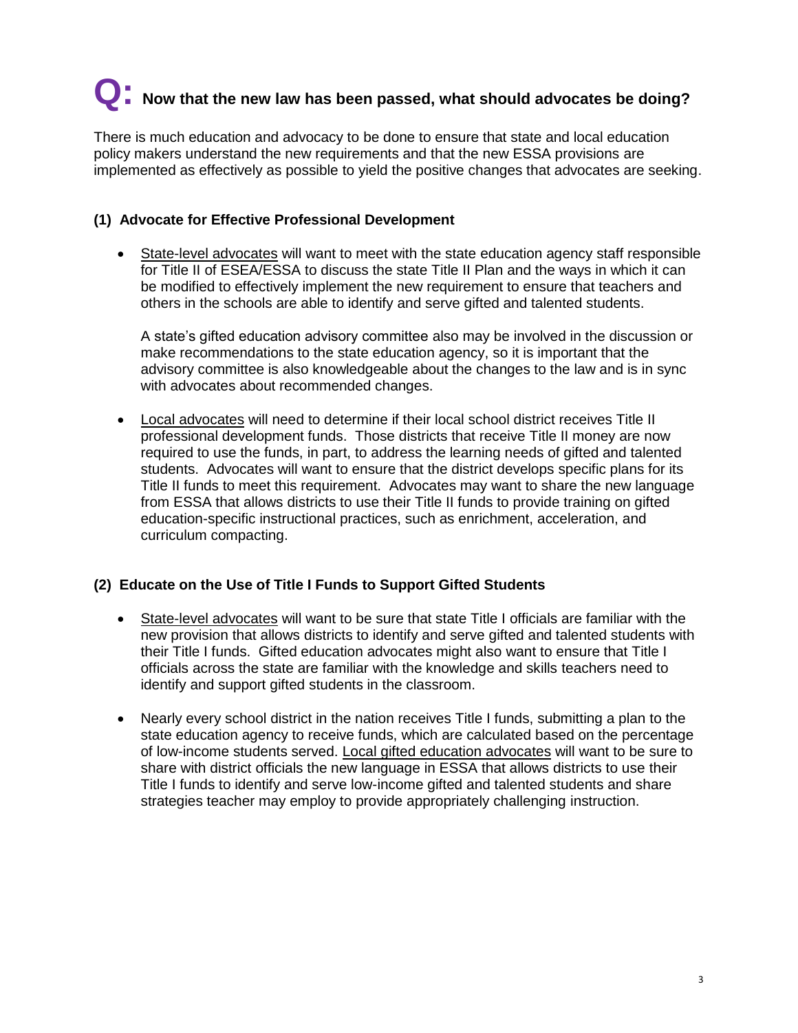## Q: Now that the new law has been passed, what should advocates be doing?

There is much education and advocacy to be done to ensure that state and local education policy makers understand the new requirements and that the new ESSA provisions are implemented as effectively as possible to yield the positive changes that advocates are seeking.

### (1) Advocate for Effective Professional Development

- State-level advocates will want to meet with the state education agency staff responsible for Title II of ESEA/ESSA to discuss the state Title II Plan and the ways in which it can be modified to effectively implement the new requirement to ensure that teachers and others in the schools are able to identify and serve gifted and talented students.

  A state's gifted education advisory committee also may be involved in the discussion or make recommendations to the state education agency, so it is important that the advisory committee is also knowledgeable about the changes to the law and is in sync with advocates about recommended changes.

- Local advocates will need to determine if their local school district receives Title II professional development funds. Those districts that receive Title II money are now required to use the funds, in part, to address the learning needs of gifted and talented students. Advocates will want to ensure that the district develops specific plans for its Title II funds to meet this requirement. Advocates may want to share the new language from ESSA that allows districts to use their Title II funds to provide training on gifted education-specific instructional practices, such as enrichment, acceleration, and curriculum compacting.

### (2) Educate on the Use of Title I Funds to Support Gifted Students

- State-level advocates will want to be sure that state Title I officials are familiar with the new provision that allows districts to identify and serve gifted and talented students with their Title I funds. Gifted education advocates might also want to ensure that Title I officials across the state are familiar with the knowledge and skills teachers need to identify and support gifted students in the classroom.

- Nearly every school district in the nation receives Title I funds, submitting a plan to the state education agency to receive funds, which are calculated based on the percentage of low-income students served. Local gifted education advocates will want to be sure to share with district officials the new language in ESSA that allows districts to use their Title I funds to identify and serve low-income gifted and talented students and share strategies teacher may employ to provide appropriately challenging instruction.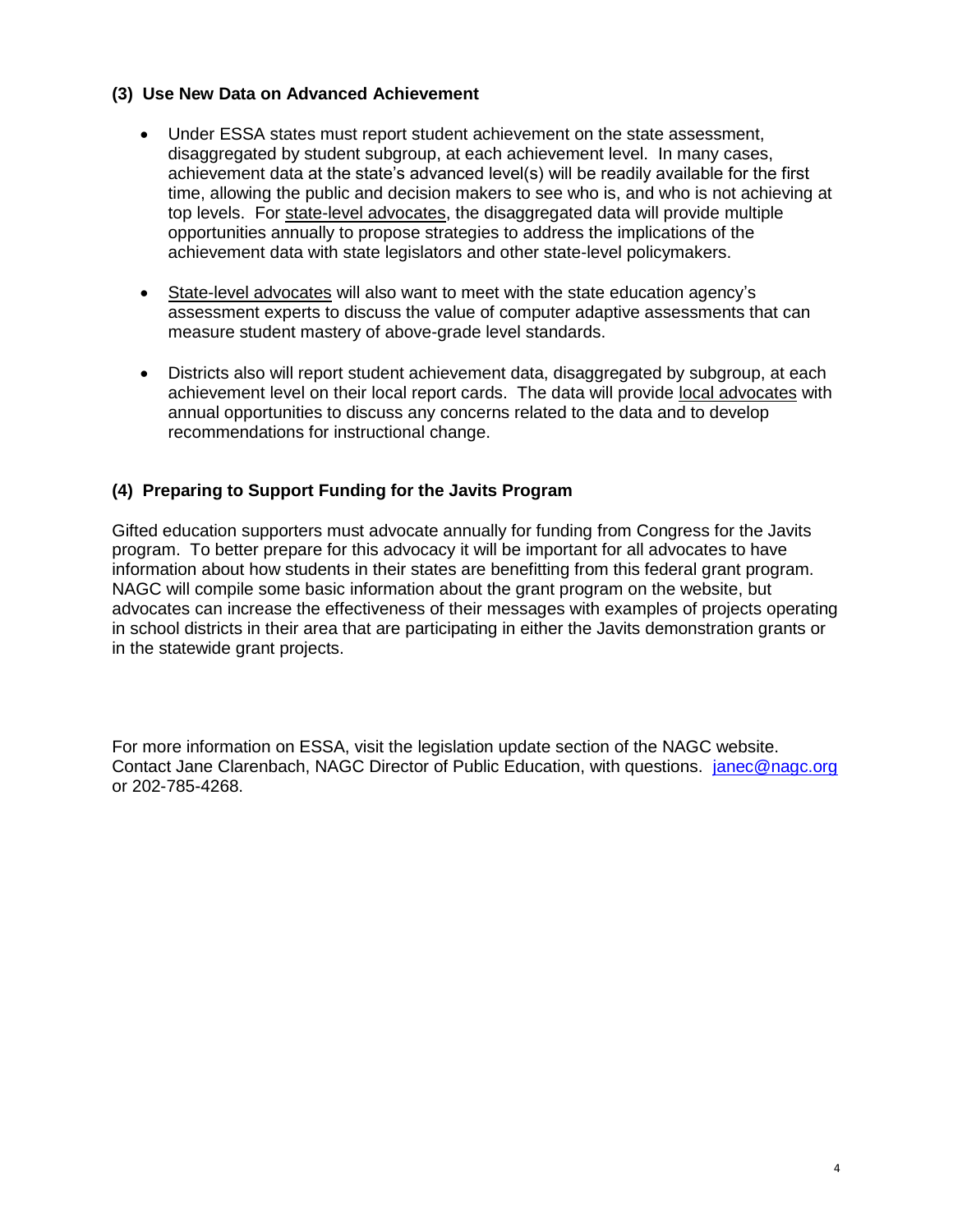### (3) Use New Data on Advanced Achievement

- Under ESSA states must report student achievement on the state assessment, disaggregated by student subgroup, at each achievement level. In many cases, achievement data at the state's advanced level(s) will be readily available for the first time, allowing the public and decision makers to see who is, and who is not achieving at top levels. For state-level advocates, the disaggregated data will provide multiple opportunities annually to propose strategies to address the implications of the achievement data with state legislators and other state-level policymakers.

- State-level advocates will also want to meet with the state education agency's assessment experts to discuss the value of computer adaptive assessments that can measure student mastery of above-grade level standards.

- Districts also will report student achievement data, disaggregated by subgroup, at each achievement level on their local report cards. The data will provide local advocates with annual opportunities to discuss any concerns related to the data and to develop recommendations for instructional change.

### (4) Preparing to Support Funding for the Javits Program

Gifted education supporters must advocate annually for funding from Congress for the Javits program. To better prepare for this advocacy it will be important for all advocates to have information about how students in their states are benefitting from this federal grant program. NAGC will compile some basic information about the grant program on the website, but advocates can increase the effectiveness of their messages with examples of projects operating in school districts in their area that are participating in either the Javits demonstration grants or in the statewide grant projects.

For more information on ESSA, visit the legislation update section of the NAGC website. Contact Jane Clarenbach, NAGC Director of Public Education, with questions. janec@nagc.org or 202-785-4268.